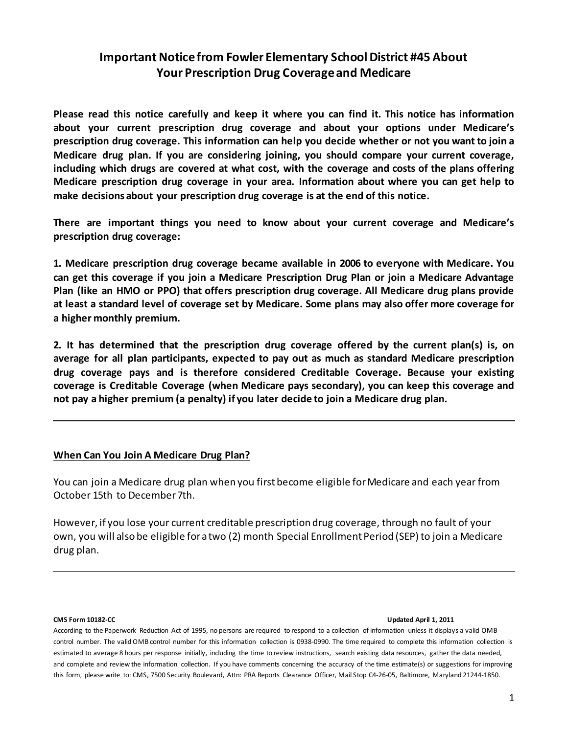# Important Notice from Fowler Elementary School District #45 About Your Prescription Drug Coverage and Medicare

**Please read this notice carefully and keep it where you can find it. This notice has information about your current prescription drug coverage and about your options under Medicare's prescription drug coverage. This information can help you decide whether or not you want to join a Medicare drug plan. If you are considering joining, you should compare your current coverage, including which drugs are covered at what cost, with the coverage and costs of the plans offering Medicare prescription drug coverage in your area. Information about where you can get help to make decisions about your prescription drug coverage is at the end of this notice.**

**There are important things you need to know about your current coverage and Medicare's prescription drug coverage:**

**1. Medicare prescription drug coverage became available in 2006 to everyone with Medicare. You can get this coverage if you join a Medicare Prescription Drug Plan or join a Medicare Advantage Plan (like an HMO or PPO) that offers prescription drug coverage. All Medicare drug plans provide at least a standard level of coverage set by Medicare. Some plans may also offer more coverage for a higher monthly premium.**

**2. It has determined that the prescription drug coverage offered by the current plan(s) is, on average for all plan participants, expected to pay out as much as standard Medicare prescription drug coverage pays and is therefore considered Creditable Coverage. Because your existing coverage is Creditable Coverage (when Medicare pays secondary), you can keep this coverage and not pay a higher premium (a penalty) if you later decide to join a Medicare drug plan.**

---

## When Can You Join A Medicare Drug Plan?

You can join a Medicare drug plan when you first become eligible for Medicare and each year from October 15th to December 7th.

However, if you lose your current creditable prescription drug coverage, through no fault of your own, you will also be eligible for a two (2) month Special Enrollment Period (SEP) to join a Medicare drug plan.

---

**CMS Form 10182-CC** **Updated April 1, 2011**

According to the Paperwork Reduction Act of 1995, no persons are required to respond to a collection of information unless it displays a valid OMB control number. The valid OMB control number for this information collection is 0938-0990. The time required to complete this information collection is estimated to average 8 hours per response initially, including the time to review instructions, search existing data resources, gather the data needed, and complete and review the information collection. If you have comments concerning the accuracy of the time estimate(s) or suggestions for improving this form, please write to: CMS, 7500 Security Boulevard, Attn: PRA Reports Clearance Officer, Mail Stop C4-26-05, Baltimore, Maryland 21244-1850.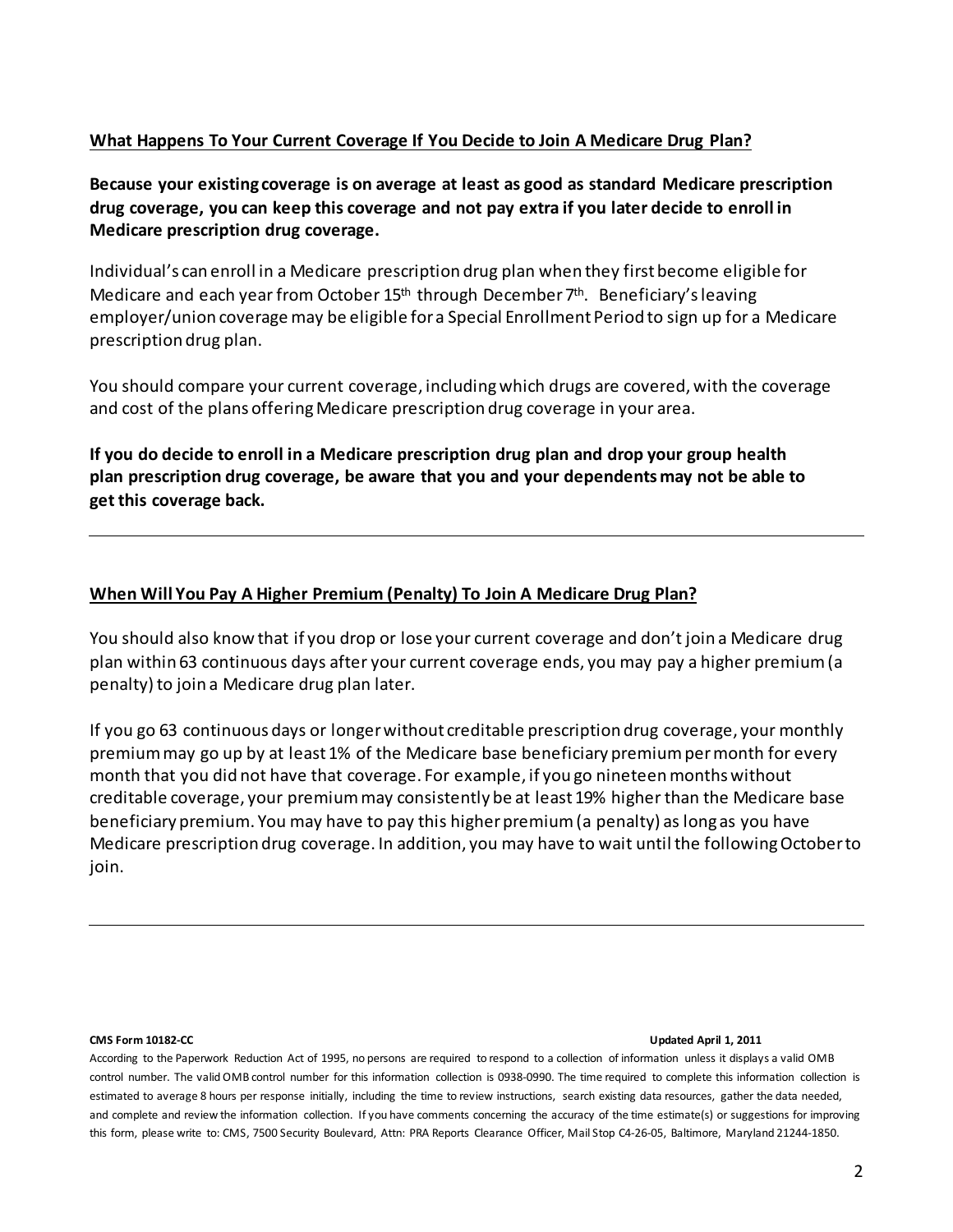## What Happens To Your Current Coverage If You Decide to Join A Medicare Drug Plan?

**Because your existing coverage is on average at least as good as standard Medicare prescription drug coverage, you can keep this coverage and not pay extra if you later decide to enroll in Medicare prescription drug coverage.**

Individual's can enroll in a Medicare prescription drug plan when they first become eligible for Medicare and each year from October 15th through December 7th. Beneficiary's leaving employer/union coverage may be eligible for a Special Enrollment Period to sign up for a Medicare prescription drug plan.

You should compare your current coverage, including which drugs are covered, with the coverage and cost of the plans offering Medicare prescription drug coverage in your area.

**If you do decide to enroll in a Medicare prescription drug plan and drop your group health plan prescription drug coverage, be aware that you and your dependents may not be able to get this coverage back.**

---

## When Will You Pay A Higher Premium (Penalty) To Join A Medicare Drug Plan?

You should also know that if you drop or lose your current coverage and don't join a Medicare drug plan within 63 continuous days after your current coverage ends, you may pay a higher premium (a penalty) to join a Medicare drug plan later.

If you go 63 continuous days or longer without creditable prescription drug coverage, your monthly premium may go up by at least 1% of the Medicare base beneficiary premium per month for every month that you did not have that coverage. For example, if you go nineteen months without creditable coverage, your premium may consistently be at least 19% higher than the Medicare base beneficiary premium. You may have to pay this higher premium (a penalty) as long as you have Medicare prescription drug coverage. In addition, you may have to wait until the following October to join.

---

**CMS Form 10182-CC** **Updated April 1, 2011**

According to the Paperwork Reduction Act of 1995, no persons are required to respond to a collection of information unless it displays a valid OMB control number. The valid OMB control number for this information collection is 0938-0990. The time required to complete this information collection is estimated to average 8 hours per response initially, including the time to review instructions, search existing data resources, gather the data needed, and complete and review the information collection. If you have comments concerning the accuracy of the time estimate(s) or suggestions for improving this form, please write to: CMS, 7500 Security Boulevard, Attn: PRA Reports Clearance Officer, Mail Stop C4-26-05, Baltimore, Maryland 21244-1850.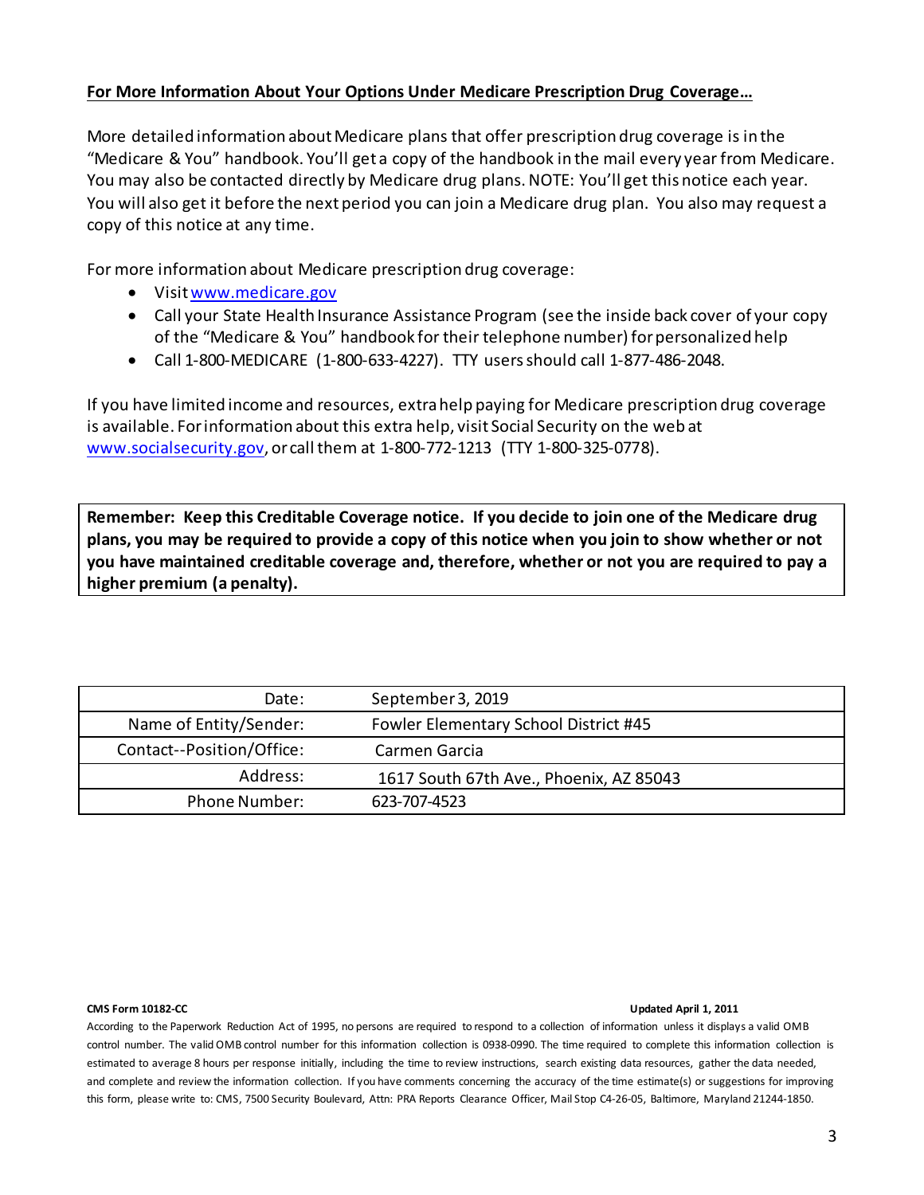**For More Information About Your Options Under Medicare Prescription Drug Coverage…**

More detailed information about Medicare plans that offer prescription drug coverage is in the "Medicare & You" handbook. You'll get a copy of the handbook in the mail every year from Medicare. You may also be contacted directly by Medicare drug plans. NOTE: You'll get this notice each year. You will also get it before the next period you can join a Medicare drug plan. You also may request a copy of this notice at any time.

For more information about Medicare prescription drug coverage:

- Visit www.medicare.gov
- Call your State Health Insurance Assistance Program (see the inside back cover of your copy of the "Medicare & You" handbook for their telephone number) for personalized help
- Call 1-800-MEDICARE (1-800-633-4227). TTY users should call 1-877-486-2048.

If you have limited income and resources, extra help paying for Medicare prescription drug coverage is available. For information about this extra help, visit Social Security on the web at www.socialsecurity.gov, or call them at 1-800-772-1213 (TTY 1-800-325-0778).

**Remember: Keep this Creditable Coverage notice. If you decide to join one of the Medicare drug plans, you may be required to provide a copy of this notice when you join to show whether or not you have maintained creditable coverage and, therefore, whether or not you are required to pay a higher premium (a penalty).**

| | |
|---|---|
| Date: | September 3, 2019 |
| Name of Entity/Sender: | Fowler Elementary School District #45 |
| Contact--Position/Office: | Carmen Garcia |
| Address: | 1617 South 67th Ave., Phoenix, AZ 85043 |
| Phone Number: | 623-707-4523 |

**CMS Form 10182-CC** **Updated April 1, 2011**

According to the Paperwork Reduction Act of 1995, no persons are required to respond to a collection of information unless it displays a valid OMB control number. The valid OMB control number for this information collection is 0938-0990. The time required to complete this information collection is estimated to average 8 hours per response initially, including the time to review instructions, search existing data resources, gather the data needed, and complete and review the information collection. If you have comments concerning the accuracy of the time estimate(s) or suggestions for improving this form, please write to: CMS, 7500 Security Boulevard, Attn: PRA Reports Clearance Officer, Mail Stop C4-26-05, Baltimore, Maryland 21244-1850.